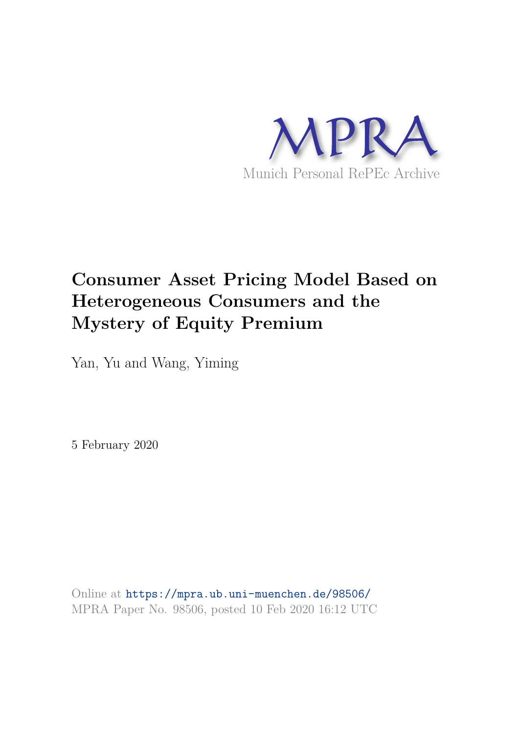MPRA

Munich Personal RePEc Archive

# Consumer Asset Pricing Model Based on Heterogeneous Consumers and the Mystery of Equity Premium

Yan, Yu and Wang, Yiming

5 February 2020

Online at https://mpra.ub.uni-muenchen.de/98506/
MPRA Paper No. 98506, posted 10 Feb 2020 16:12 UTC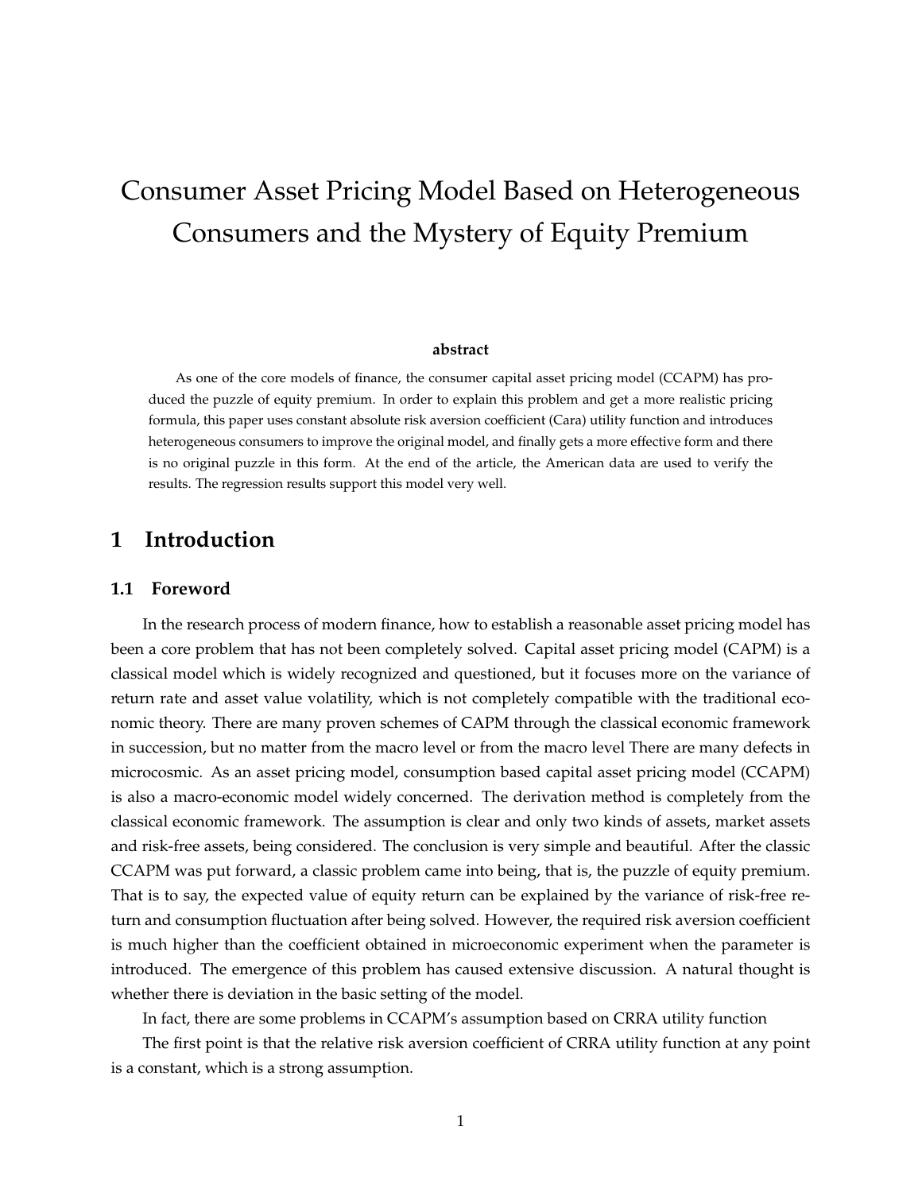# Consumer Asset Pricing Model Based on Heterogeneous Consumers and the Mystery of Equity Premium

**abstract**

As one of the core models of finance, the consumer capital asset pricing model (CCAPM) has produced the puzzle of equity premium. In order to explain this problem and get a more realistic pricing formula, this paper uses constant absolute risk aversion coefficient (Cara) utility function and introduces heterogeneous consumers to improve the original model, and finally gets a more effective form and there is no original puzzle in this form. At the end of the article, the American data are used to verify the results. The regression results support this model very well.

## 1 Introduction

### 1.1 Foreword

In the research process of modern finance, how to establish a reasonable asset pricing model has been a core problem that has not been completely solved. Capital asset pricing model (CAPM) is a classical model which is widely recognized and questioned, but it focuses more on the variance of return rate and asset value volatility, which is not completely compatible with the traditional economic theory. There are many proven schemes of CAPM through the classical economic framework in succession, but no matter from the macro level or from the macro level There are many defects in microcosmic. As an asset pricing model, consumption based capital asset pricing model (CCAPM) is also a macro-economic model widely concerned. The derivation method is completely from the classical economic framework. The assumption is clear and only two kinds of assets, market assets and risk-free assets, being considered. The conclusion is very simple and beautiful. After the classic CCAPM was put forward, a classic problem came into being, that is, the puzzle of equity premium. That is to say, the expected value of equity return can be explained by the variance of risk-free return and consumption fluctuation after being solved. However, the required risk aversion coefficient is much higher than the coefficient obtained in microeconomic experiment when the parameter is introduced. The emergence of this problem has caused extensive discussion. A natural thought is whether there is deviation in the basic setting of the model.

In fact, there are some problems in CCAPM's assumption based on CRRA utility function

The first point is that the relative risk aversion coefficient of CRRA utility function at any point is a constant, which is a strong assumption.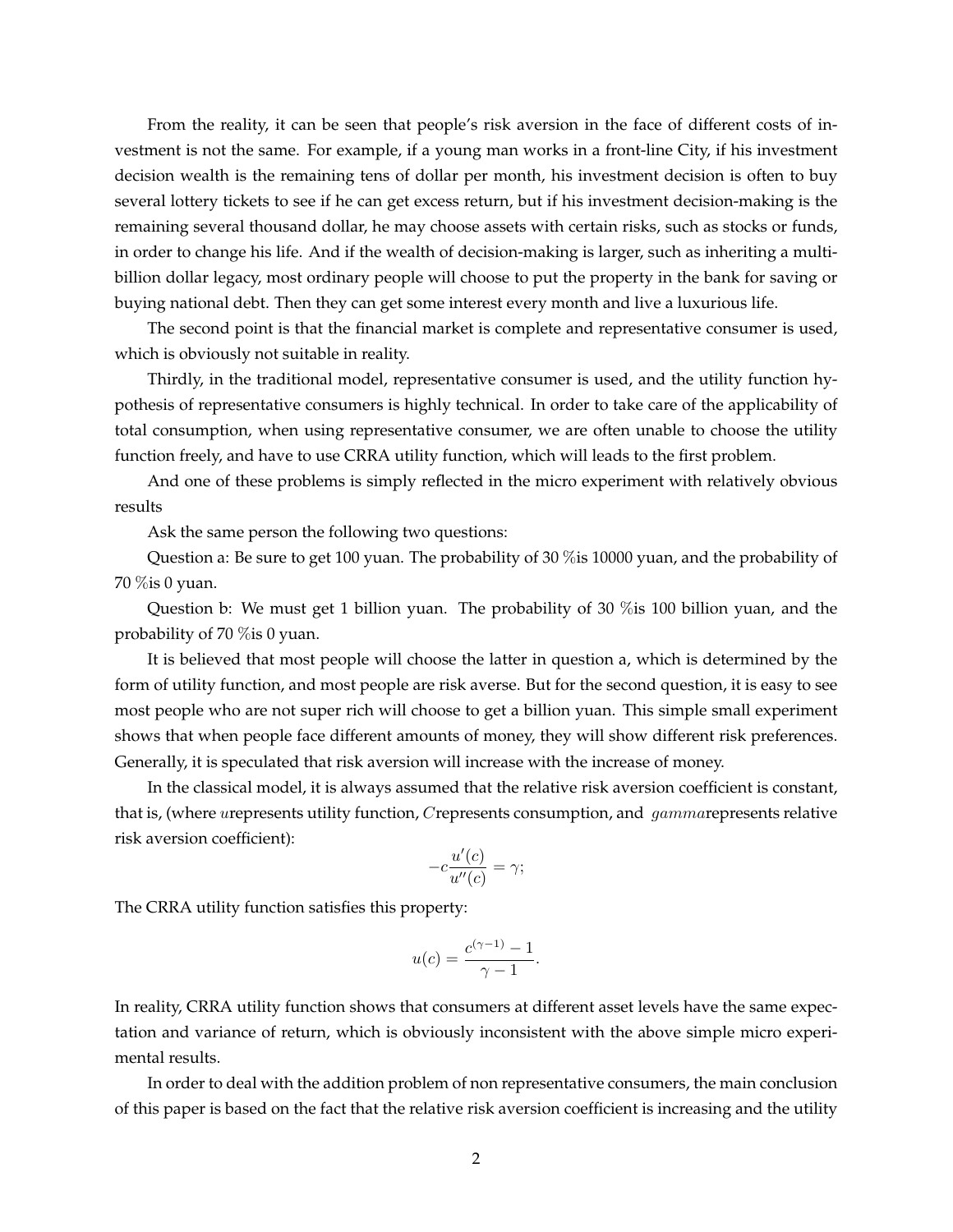From the reality, it can be seen that people's risk aversion in the face of different costs of investment is not the same. For example, if a young man works in a front-line City, if his investment decision wealth is the remaining tens of dollar per month, his investment decision is often to buy several lottery tickets to see if he can get excess return, but if his investment decision-making is the remaining several thousand dollar, he may choose assets with certain risks, such as stocks or funds, in order to change his life. And if the wealth of decision-making is larger, such as inheriting a multi-billion dollar legacy, most ordinary people will choose to put the property in the bank for saving or buying national debt. Then they can get some interest every month and live a luxurious life.

The second point is that the financial market is complete and representative consumer is used, which is obviously not suitable in reality.

Thirdly, in the traditional model, representative consumer is used, and the utility function hypothesis of representative consumers is highly technical. In order to take care of the applicability of total consumption, when using representative consumer, we are often unable to choose the utility function freely, and have to use CRRA utility function, which will leads to the first problem.

And one of these problems is simply reflected in the micro experiment with relatively obvious results

Ask the same person the following two questions:

Question a: Be sure to get 100 yuan. The probability of 30 %is 10000 yuan, and the probability of 70 %is 0 yuan.

Question b: We must get 1 billion yuan. The probability of 30 %is 100 billion yuan, and the probability of 70 %is 0 yuan.

It is believed that most people will choose the latter in question a, which is determined by the form of utility function, and most people are risk averse. But for the second question, it is easy to see most people who are not super rich will choose to get a billion yuan. This simple small experiment shows that when people face different amounts of money, they will show different risk preferences. Generally, it is speculated that risk aversion will increase with the increase of money.

In the classical model, it is always assumed that the relative risk aversion coefficient is constant, that is, (where $u$represents utility function, $C$represents consumption, and $gamma$represents relative risk aversion coefficient):

$$-c\frac{u'(c)}{u''(c)} = \gamma;$$

The CRRA utility function satisfies this property:

$$u(c) = \frac{c^{(\gamma-1)} - 1}{\gamma - 1}.$$

In reality, CRRA utility function shows that consumers at different asset levels have the same expectation and variance of return, which is obviously inconsistent with the above simple micro experimental results.

In order to deal with the addition problem of non representative consumers, the main conclusion of this paper is based on the fact that the relative risk aversion coefficient is increasing and the utility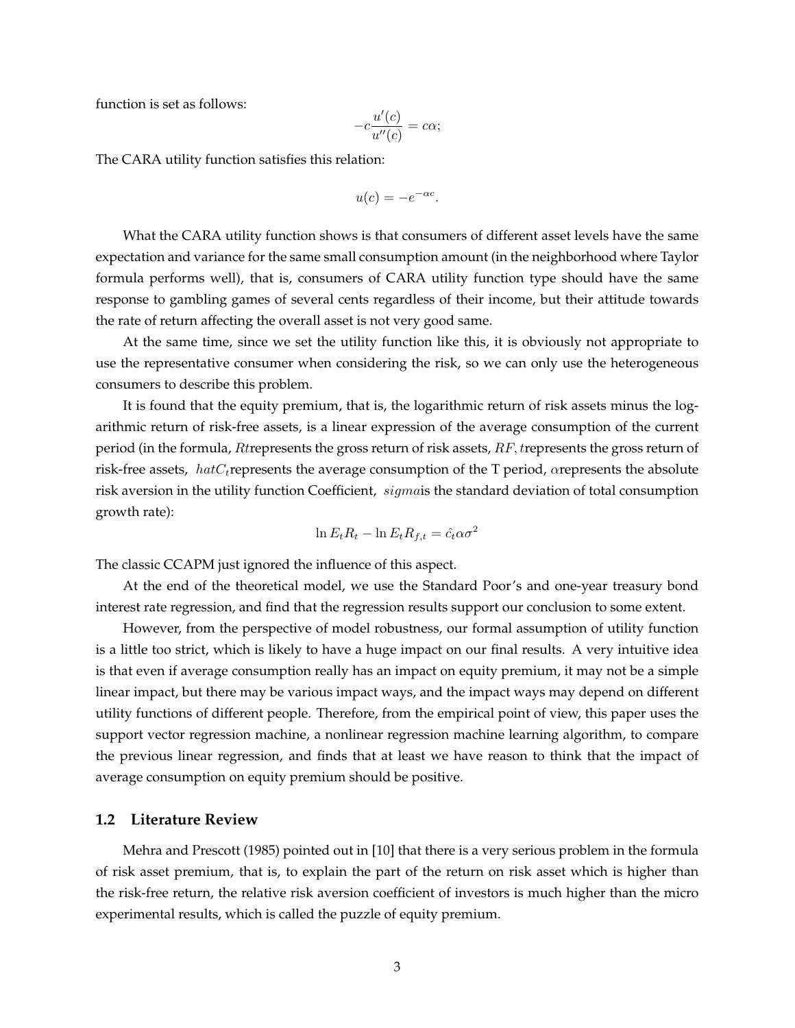function is set as follows:

$$-c\frac{u'(c)}{u''(c)} = c\alpha;$$

The CARA utility function satisfies this relation:

$$u(c) = -e^{-\alpha c}.$$

What the CARA utility function shows is that consumers of different asset levels have the same expectation and variance for the same small consumption amount (in the neighborhood where Taylor formula performs well), that is, consumers of CARA utility function type should have the same response to gambling games of several cents regardless of their income, but their attitude towards the rate of return affecting the overall asset is not very good same.

At the same time, since we set the utility function like this, it is obviously not appropriate to use the representative consumer when considering the risk, so we can only use the heterogeneous consumers to describe this problem.

It is found that the equity premium, that is, the logarithmic return of risk assets minus the logarithmic return of risk-free assets, is a linear expression of the average consumption of the current period (in the formula, $Rt$represents the gross return of risk assets, $RF, t$represents the gross return of risk-free assets, $hatC_t$represents the average consumption of the T period, $\alpha$represents the absolute risk aversion in the utility function Coefficient, $sigma$is the standard deviation of total consumption growth rate):

$$\ln E_t R_t - \ln E_t R_{f,t} = \hat{c}_t \alpha \sigma^2$$

The classic CCAPM just ignored the influence of this aspect.

At the end of the theoretical model, we use the Standard Poor's and one-year treasury bond interest rate regression, and find that the regression results support our conclusion to some extent.

However, from the perspective of model robustness, our formal assumption of utility function is a little too strict, which is likely to have a huge impact on our final results. A very intuitive idea is that even if average consumption really has an impact on equity premium, it may not be a simple linear impact, but there may be various impact ways, and the impact ways may depend on different utility functions of different people. Therefore, from the empirical point of view, this paper uses the support vector regression machine, a nonlinear regression machine learning algorithm, to compare the previous linear regression, and finds that at least we have reason to think that the impact of average consumption on equity premium should be positive.

## 1.2 Literature Review

Mehra and Prescott (1985) pointed out in [10] that there is a very serious problem in the formula of risk asset premium, that is, to explain the part of the return on risk asset which is higher than the risk-free return, the relative risk aversion coefficient of investors is much higher than the micro experimental results, which is called the puzzle of equity premium.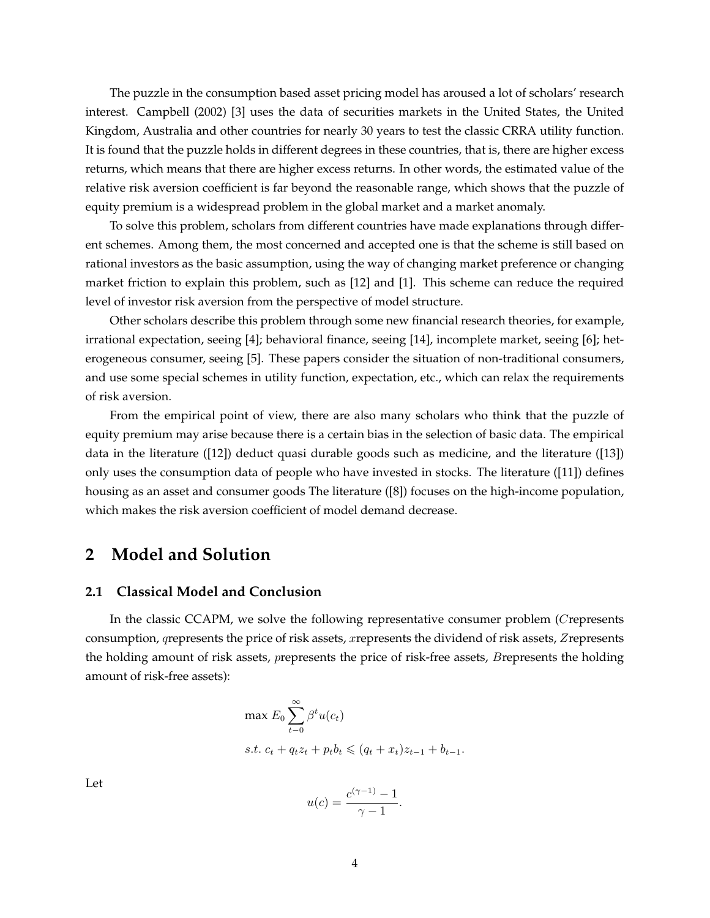The puzzle in the consumption based asset pricing model has aroused a lot of scholars' research interest. Campbell (2002) [3] uses the data of securities markets in the United States, the United Kingdom, Australia and other countries for nearly 30 years to test the classic CRRA utility function. It is found that the puzzle holds in different degrees in these countries, that is, there are higher excess returns, which means that there are higher excess returns. In other words, the estimated value of the relative risk aversion coefficient is far beyond the reasonable range, which shows that the puzzle of equity premium is a widespread problem in the global market and a market anomaly.

To solve this problem, scholars from different countries have made explanations through different schemes. Among them, the most concerned and accepted one is that the scheme is still based on rational investors as the basic assumption, using the way of changing market preference or changing market friction to explain this problem, such as [12] and [1]. This scheme can reduce the required level of investor risk aversion from the perspective of model structure.

Other scholars describe this problem through some new financial research theories, for example, irrational expectation, seeing [4]; behavioral finance, seeing [14], incomplete market, seeing [6]; heterogeneous consumer, seeing [5]. These papers consider the situation of non-traditional consumers, and use some special schemes in utility function, expectation, etc., which can relax the requirements of risk aversion.

From the empirical point of view, there are also many scholars who think that the puzzle of equity premium may arise because there is a certain bias in the selection of basic data. The empirical data in the literature ([12]) deduct quasi durable goods such as medicine, and the literature ([13]) only uses the consumption data of people who have invested in stocks. The literature ([11]) defines housing as an asset and consumer goods The literature ([8]) focuses on the high-income population, which makes the risk aversion coefficient of model demand decrease.

## 2 Model and Solution

### 2.1 Classical Model and Conclusion

In the classic CCAPM, we solve the following representative consumer problem ($C$represents consumption, $q$represents the price of risk assets, $x$represents the dividend of risk assets, $Z$represents the holding amount of risk assets, $p$represents the price of risk-free assets, $B$represents the holding amount of risk-free assets):

$$\max E_0 \sum_{t-0}^{\infty} \beta^t u(c_t)$$

$$s.t.\ c_t + q_t z_t + p_t b_t \leqslant (q_t + x_t) z_{t-1} + b_{t-1}.$$

Let

$$u(c) = \frac{c^{(\gamma-1)} - 1}{\gamma - 1}.$$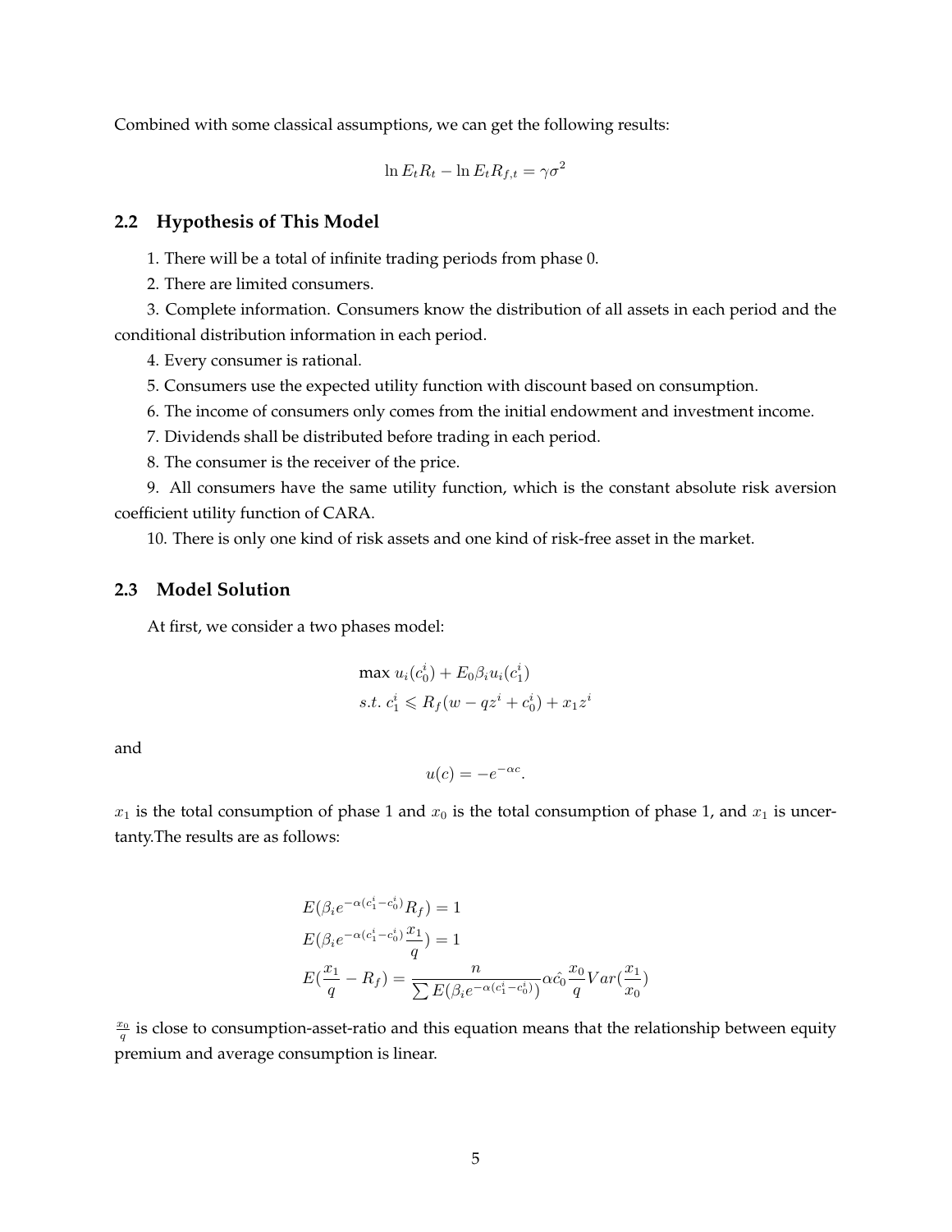Combined with some classical assumptions, we can get the following results:

$$\ln E_t R_t - \ln E_t R_{f,t} = \gamma \sigma^2$$

### 2.2 Hypothesis of This Model

1. There will be a total of infinite trading periods from phase 0.

2. There are limited consumers.

3. Complete information. Consumers know the distribution of all assets in each period and the conditional distribution information in each period.

4. Every consumer is rational.

5. Consumers use the expected utility function with discount based on consumption.

6. The income of consumers only comes from the initial endowment and investment income.

7. Dividends shall be distributed before trading in each period.

8. The consumer is the receiver of the price.

9. All consumers have the same utility function, which is the constant absolute risk aversion coefficient utility function of CARA.

10. There is only one kind of risk assets and one kind of risk-free asset in the market.

### 2.3 Model Solution

At first, we consider a two phases model:

$$\max \; u_i(c_0^i) + E_0 \beta_i u_i(c_1^i)$$
$$s.t. \; c_1^i \leqslant R_f(w - qz^i + c_0^i) + x_1 z^i$$

and

$$u(c) = -e^{-\alpha c}.$$

$x_1$ is the total consumption of phase 1 and $x_0$ is the total consumption of phase 1, and $x_1$ is uncertanty.The results are as follows:

$$E(\beta_i e^{-\alpha(c_1^i - c_0^i)} R_f) = 1$$
$$E(\beta_i e^{-\alpha(c_1^i - c_0^i)} \frac{x_1}{q}) = 1$$
$$E(\frac{x_1}{q} - R_f) = \frac{n}{\sum E(\beta_i e^{-\alpha(c_1^i - c_0^i)})} \alpha \hat{c_0} \frac{x_0}{q} Var(\frac{x_1}{x_0})$$

$\frac{x_0}{q}$ is close to consumption-asset-ratio and this equation means that the relationship between equity premium and average consumption is linear.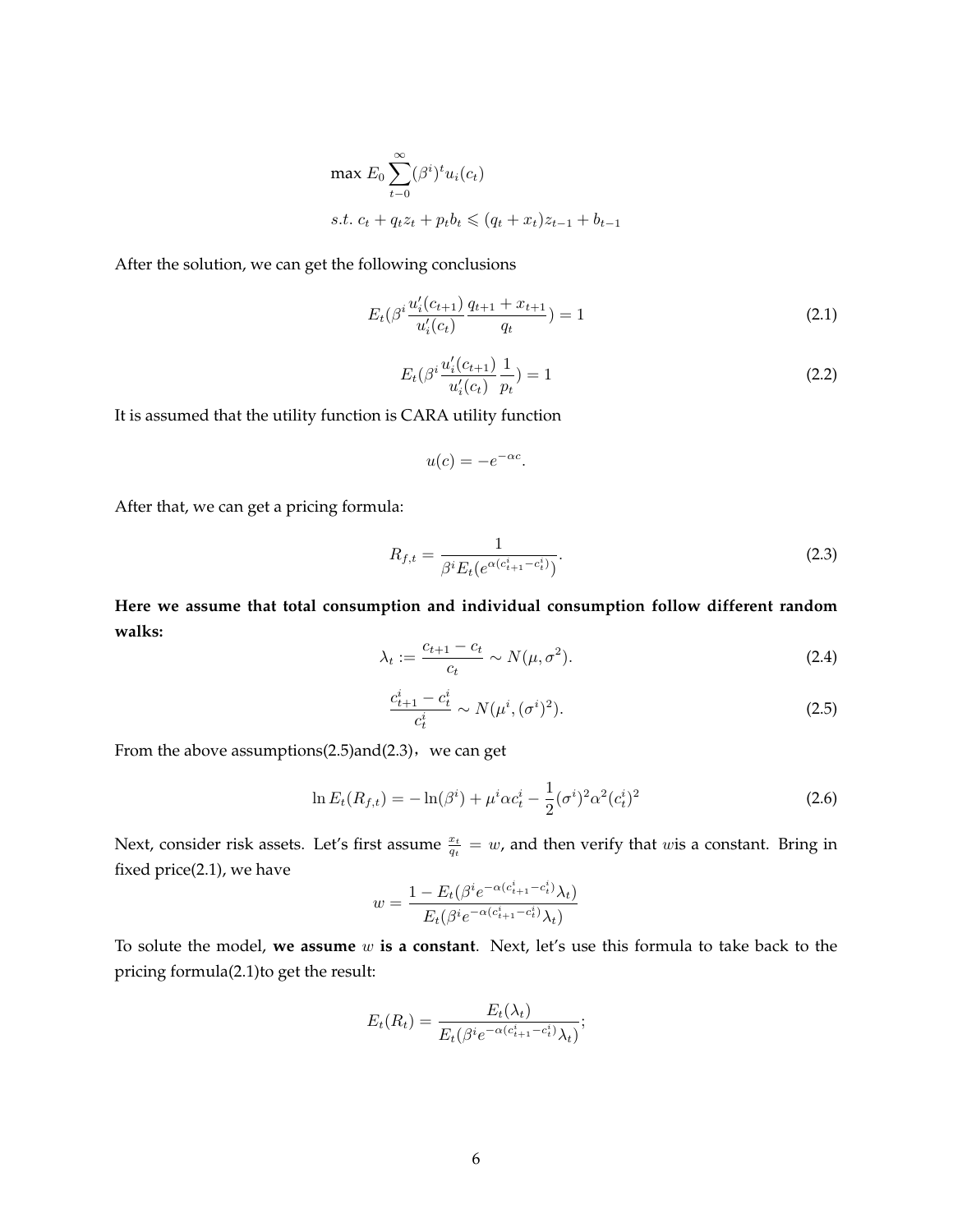$$\max E_0 \sum_{t-0}^{\infty} (\beta^i)^t u_i(c_t)$$

$$s.t.\ c_t + q_t z_t + p_t b_t \leqslant (q_t + x_t) z_{t-1} + b_{t-1}$$

After the solution, we can get the following conclusions

$$E_t(\beta^i \frac{u_i'(c_{t+1})}{u_i'(c_t)} \frac{q_{t+1} + x_{t+1}}{q_t}) = 1 \tag{2.1}$$

$$E_t(\beta^i \frac{u_i'(c_{t+1})}{u_i'(c_t)} \frac{1}{p_t}) = 1 \tag{2.2}$$

It is assumed that the utility function is CARA utility function

$$u(c) = -e^{-\alpha c}.$$

After that, we can get a pricing formula:

$$R_{f,t} = \frac{1}{\beta^i E_t(e^{\alpha(c_{t+1}^i - c_t^i)})}. \tag{2.3}$$

**Here we assume that total consumption and individual consumption follow different random walks:**

$$\lambda_t := \frac{c_{t+1} - c_t}{c_t} \sim N(\mu, \sigma^2). \tag{2.4}$$

$$\frac{c_{t+1}^i - c_t^i}{c_t^i} \sim N(\mu^i, (\sigma^i)^2). \tag{2.5}$$

From the above assumptions(2.5)and(2.3)，we can get

$$\ln E_t(R_{f,t}) = -\ln(\beta^i) + \mu^i \alpha c_t^i - \frac{1}{2}(\sigma^i)^2 \alpha^2 (c_t^i)^2 \tag{2.6}$$

Next, consider risk assets. Let's first assume $\frac{x_t}{q_t} = w$, and then verify that $w$is a constant. Bring in fixed price(2.1), we have

$$w = \frac{1 - E_t(\beta^i e^{-\alpha(c_{t+1}^i - c_t^i)} \lambda_t)}{E_t(\beta^i e^{-\alpha(c_{t+1}^i - c_t^i)} \lambda_t)}$$

To solute the model, **we assume $w$ is a constant**. Next, let's use this formula to take back to the pricing formula(2.1)to get the result:

$$E_t(R_t) = \frac{E_t(\lambda_t)}{E_t(\beta^i e^{-\alpha(c_{t+1}^i - c_t^i)} \lambda_t)};$$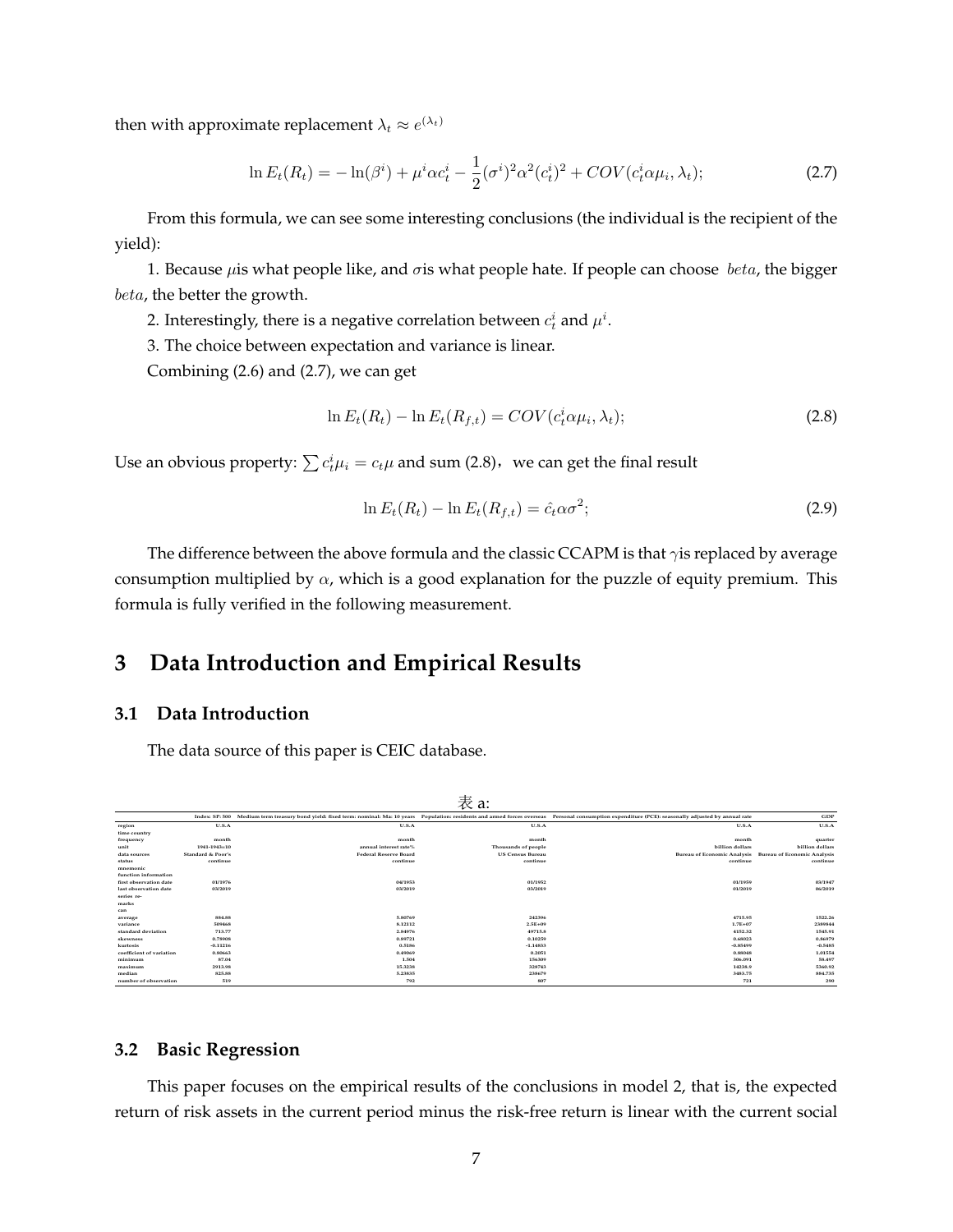then with approximate replacement $\lambda_t \approx e^{(\lambda_t)}$

$$\ln E_t(R_t) = -\ln(\beta^i) + \mu^i \alpha c_t^i - \frac{1}{2}(\sigma^i)^2 \alpha^2 (c_t^i)^2 + COV(c_t^i \alpha \mu_i, \lambda_t); \tag{2.7}$$

From this formula, we can see some interesting conclusions (the individual is the recipient of the yield):

1. Because $\mu$is what people like, and $\sigma$is what people hate. If people can choose $beta$, the bigger $beta$, the better the growth.

2. Interestingly, there is a negative correlation between $c_t^i$ and $\mu^i$.

3. The choice between expectation and variance is linear.

Combining (2.6) and (2.7), we can get

$$\ln E_t(R_t) - \ln E_t(R_{f,t}) = COV(c_t^i \alpha \mu_i, \lambda_t); \tag{2.8}$$

Use an obvious property: $\sum c_t^i \mu_i = c_t \mu$ and sum (2.8)，we can get the final result

$$\ln E_t(R_t) - \ln E_t(R_{f,t}) = \hat{c}_t \alpha \sigma^2; \tag{2.9}$$

The difference between the above formula and the classic CCAPM is that $\gamma$is replaced by average consumption multiplied by $\alpha$, which is a good explanation for the puzzle of equity premium. This formula is fully verified in the following measurement.

## 3 Data Introduction and Empirical Results

### 3.1 Data Introduction

The data source of this paper is CEIC database.

表 a:

| | Index: SP: 500 | Medium term treasury bond yield: fixed term: nominal: Ma: 10 years | Population: residents and armed forces overseas | Personal consumption expenditure (PCE): seasonally adjusted by annual rate | GDP |
|---|---|---|---|---|---|
| region | U.S.A | U.S.A | U.S.A | U.S.A | U.S.A |
| time country | | | | | |
| frequency | month | month | month | month | quarter |
| unit | 1941-1943=10 | annual interest rate% | Thousands of people | billion dollars | billion dollars |
| data sources | Standard & Poor's | Federal Reserve Board | US Census Bureau | Bureau of Economic Analysis | Bureau of Economic Analysis |
| status | continue | continue | continue | continue | continue |
| mnemonic | | | | | |
| function information | | | | | |
| first observation date | 01/1976 | 04/1953 | 01/1952 | 01/1959 | 03/1947 |
| last observation date | 03/2019 | 03/2019 | 03/2019 | 01/2019 | 06/2019 |
| series re- | | | | | |
| marks | | | | | |
| can | | | | | |
| average | 884.88 | 5.80769 | 242396 | 4715.95 | 1522.26 |
| variance | 509468 | 8.12112 | 2.5E+09 | 1.7E+07 | 2389844 |
| standard deviation | 713.77 | 2.84976 | 49715.8 | 4152.32 | 1545.91 |
| skewness | 0.79008 | 0.89721 | 0.10259 | 0.60023 | 0.86979 |
| kurtosis | -0.11216 | 0.5186 | -1.14853 | -0.85499 | -0.5485 |
| coefficient of variation | 0.80663 | 0.49069 | 0.2051 | 0.88048 | 1.01554 |
| minimum | 87.04 | 1.504 | 156309 | 306.091 | 58.497 |
| maximum | 2913.98 | 15.3238 | 328743 | 14238.9 | 5360.92 |
| median | 825.88 | 5.23635 | 238679 | 3483.75 | 884.735 |
| number of observation | 519 | 792 | 807 | 721 | 290 |

### 3.2 Basic Regression

This paper focuses on the empirical results of the conclusions in model 2, that is, the expected return of risk assets in the current period minus the risk-free return is linear with the current social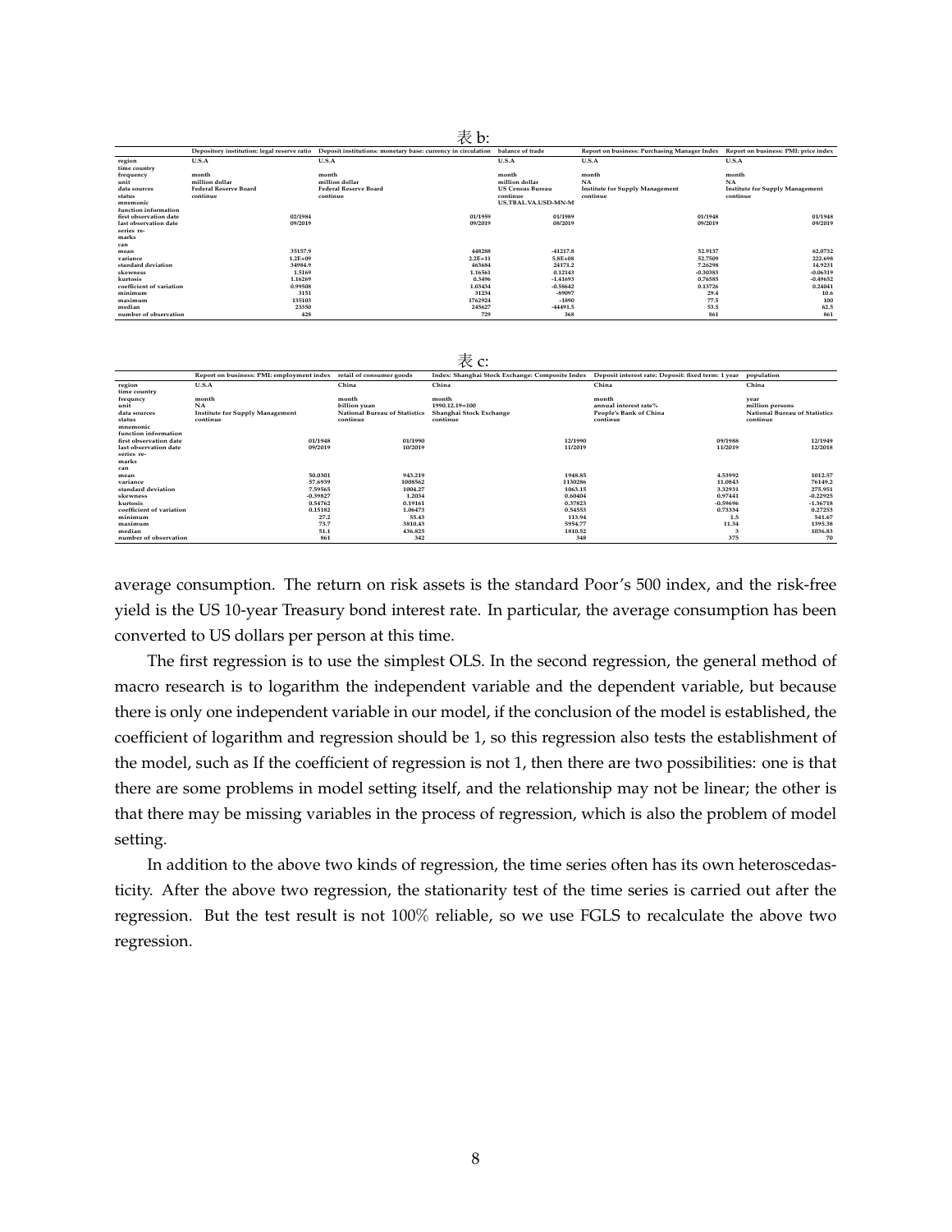表 b:

| | Depository institution: legal reserve ratio | Deposit institutions: monetary base: currency in circulation | balance of trade | Report on business: Purchasing Manager Index | Report on business: PMI: price index |
|---|---|---|---|---|---|
| region | U.S.A | U.S.A | U.S.A | U.S.A | U.S.A |
| time country | | | | | |
| frequncy | month | month | month | month | month |
| unit | million dollar | million dollar | million dollar | NA | NA |
| data sources | Federal Reserve Board | Federal Reserve Board | US Census Bureau | Institute for Supply Management | Institute for Supply Management |
| status | continue | continue | continue | continue | continue |
| mnemonic | | | US.TBAL.VA.USD-MN-M | | |
| function information | | | | | |
| first observation date | 02/1984 | 01/1959 | 01/1989 | 01/1948 | 01/1948 |
| last observation date | 09/2019 | 09/2019 | 08/2019 | 09/2019 | 09/2019 |
| series re- | | | | | |
| marks | | | | | |
| can | | | | | |
| mean | 35157.9 | 448288 | -41217.8 | 52.9137 | 62.0732 |
| variance | 1.2E+09 | 2.2E+11 | 5.8E+08 | 52.7509 | 222.698 |
| standard deviation | 34984.9 | 463684 | 24171.2 | 7.26298 | 14.9231 |
| skewness | 1.5169 | 1.16561 | 0.12143 | -0.30383 | -0.06319 |
| kurtosis | 1.16269 | 0.3496 | -1.41693 | 0.76585 | -0.49652 |
| coefficient of variation | 0.99508 | 1.03434 | -0.58642 | 0.13726 | 0.24041 |
| minimum | 3151 | 31234 | -89097 | 29.4 | 10.6 |
| maximum | 135103 | 1762924 | -1890 | 77.5 | 100 |
| median | 23350 | 245627 | -44491.5 | 53.5 | 62.5 |
| number of observation | 428 | 729 | 368 | 861 | 861 |

表 c:

| | Report on business: PMI: employment index | retail of consumer goods | Index: Shanghai Stock Exchange: Composite Index | Deposit interest rate: Deposit: fixed term: 1 year | population |
|---|---|---|---|---|---|
| region | U.S.A | China | China | China | China |
| time country | | | | | |
| frequncy | month | month | month | month | year |
| unit | NA | billion yuan | 1990.12.19=100 | annual interest rate% | million persons |
| data sources | Institute for Supply Management | National Bureau of Statistics | Shanghai Stock Exchange | People's Bank of China | National Bureau of Statistics |
| status | continue | continue | continue | continue | continue |
| mnemonic | | | | | |
| function information | | | | | |
| first observation date | 01/1948 | 01/1990 | 12/1990 | 09/1988 | 12/1949 |
| last observation date | 09/2019 | 10/2019 | 11/2019 | 11/2019 | 12/2018 |
| series re- | | | | | |
| marks | | | | | |
| can | | | | | |
| mean | 50.0301 | 943.219 | 1948.85 | 4.53992 | 1012.57 |
| variance | 57.6939 | 1008562 | 1130286 | 11.0843 | 76149.2 |
| standard deviation | 7.59565 | 1004.27 | 1063.15 | 3.32931 | 275.951 |
| skewness | -0.39827 | 1.2034 | 0.60404 | 0.97441 | -0.22925 |
| kurtosis | 0.54762 | 0.19161 | 0.37823 | -0.59696 | -1.36718 |
| coefficient of variation | 0.15182 | 1.06473 | 0.54553 | 0.73334 | 0.27253 |
| minimum | 27.2 | 55.43 | 113.94 | 1.5 | 541.67 |
| maximum | 73.7 | 3810.43 | 5954.77 | 11.34 | 1395.38 |
| median | 51.1 | 436.825 | 1810.52 | 3 | 1036.83 |
| number of observation | 861 | 342 | 348 | 375 | 70 |

average consumption. The return on risk assets is the standard Poor's 500 index, and the risk-free yield is the US 10-year Treasury bond interest rate. In particular, the average consumption has been converted to US dollars per person at this time.

The first regression is to use the simplest OLS. In the second regression, the general method of macro research is to logarithm the independent variable and the dependent variable, but because there is only one independent variable in our model, if the conclusion of the model is established, the coefficient of logarithm and regression should be 1, so this regression also tests the establishment of the model, such as If the coefficient of regression is not 1, then there are two possibilities: one is that there are some problems in model setting itself, and the relationship may not be linear; the other is that there may be missing variables in the process of regression, which is also the problem of model setting.

In addition to the above two kinds of regression, the time series often has its own heteroscedasticity. After the above two regression, the stationarity test of the time series is carried out after the regression. But the test result is not 100% reliable, so we use FGLS to recalculate the above two regression.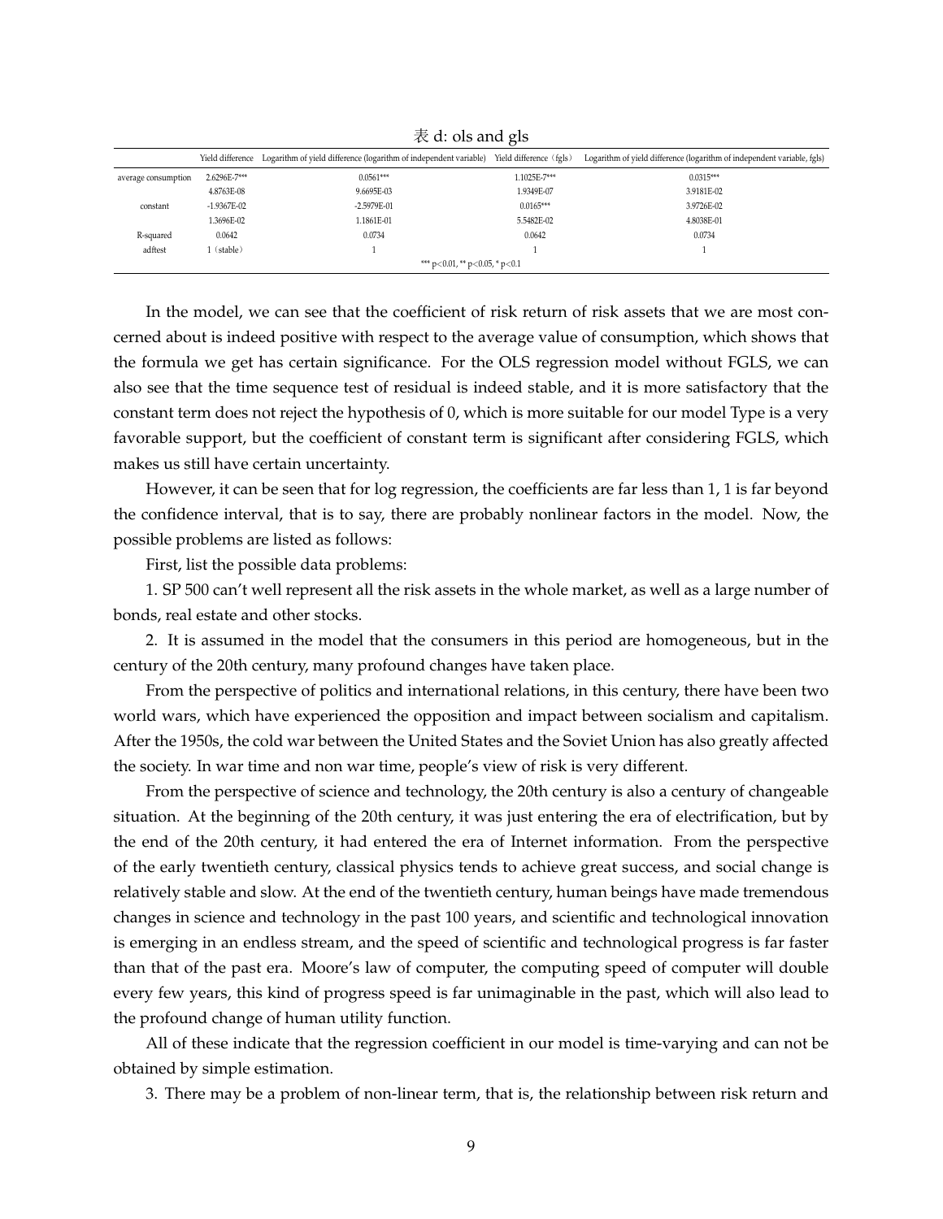表 d: ols and gls

| | Yield difference | Logarithm of yield difference (logarithm of independent variable) | Yield difference（fgls） | Logarithm of yield difference (logarithm of independent variable, fgls) |
|---|---|---|---|---|
| average consumption | 2.6296E-7*** | 0.0561*** | 1.1025E-7*** | 0.0315*** |
| | 4.8763E-08 | 9.6695E-03 | 1.9349E-07 | 3.9181E-02 |
| constant | -1.9367E-02 | -2.5979E-01 | 0.0165*** | 3.9726E-02 |
| | 1.3696E-02 | 1.1861E-01 | 5.5482E-02 | 4.8038E-01 |
| R-squared | 0.0642 | 0.0734 | 0.0642 | 0.0734 |
| adftest | 1（stable） | 1 | 1 | 1 |

*** $p<0.01$, ** $p<0.05$, * $p<0.1$

In the model, we can see that the coefficient of risk return of risk assets that we are most concerned about is indeed positive with respect to the average value of consumption, which shows that the formula we get has certain significance. For the OLS regression model without FGLS, we can also see that the time sequence test of residual is indeed stable, and it is more satisfactory that the constant term does not reject the hypothesis of 0, which is more suitable for our model Type is a very favorable support, but the coefficient of constant term is significant after considering FGLS, which makes us still have certain uncertainty.

However, it can be seen that for log regression, the coefficients are far less than 1, 1 is far beyond the confidence interval, that is to say, there are probably nonlinear factors in the model. Now, the possible problems are listed as follows:

First, list the possible data problems:

1. SP 500 can't well represent all the risk assets in the whole market, as well as a large number of bonds, real estate and other stocks.

2. It is assumed in the model that the consumers in this period are homogeneous, but in the century of the 20th century, many profound changes have taken place.

From the perspective of politics and international relations, in this century, there have been two world wars, which have experienced the opposition and impact between socialism and capitalism. After the 1950s, the cold war between the United States and the Soviet Union has also greatly affected the society. In war time and non war time, people's view of risk is very different.

From the perspective of science and technology, the 20th century is also a century of changeable situation. At the beginning of the 20th century, it was just entering the era of electrification, but by the end of the 20th century, it had entered the era of Internet information. From the perspective of the early twentieth century, classical physics tends to achieve great success, and social change is relatively stable and slow. At the end of the twentieth century, human beings have made tremendous changes in science and technology in the past 100 years, and scientific and technological innovation is emerging in an endless stream, and the speed of scientific and technological progress is far faster than that of the past era. Moore's law of computer, the computing speed of computer will double every few years, this kind of progress speed is far unimaginable in the past, which will also lead to the profound change of human utility function.

All of these indicate that the regression coefficient in our model is time-varying and can not be obtained by simple estimation.

3. There may be a problem of non-linear term, that is, the relationship between risk return and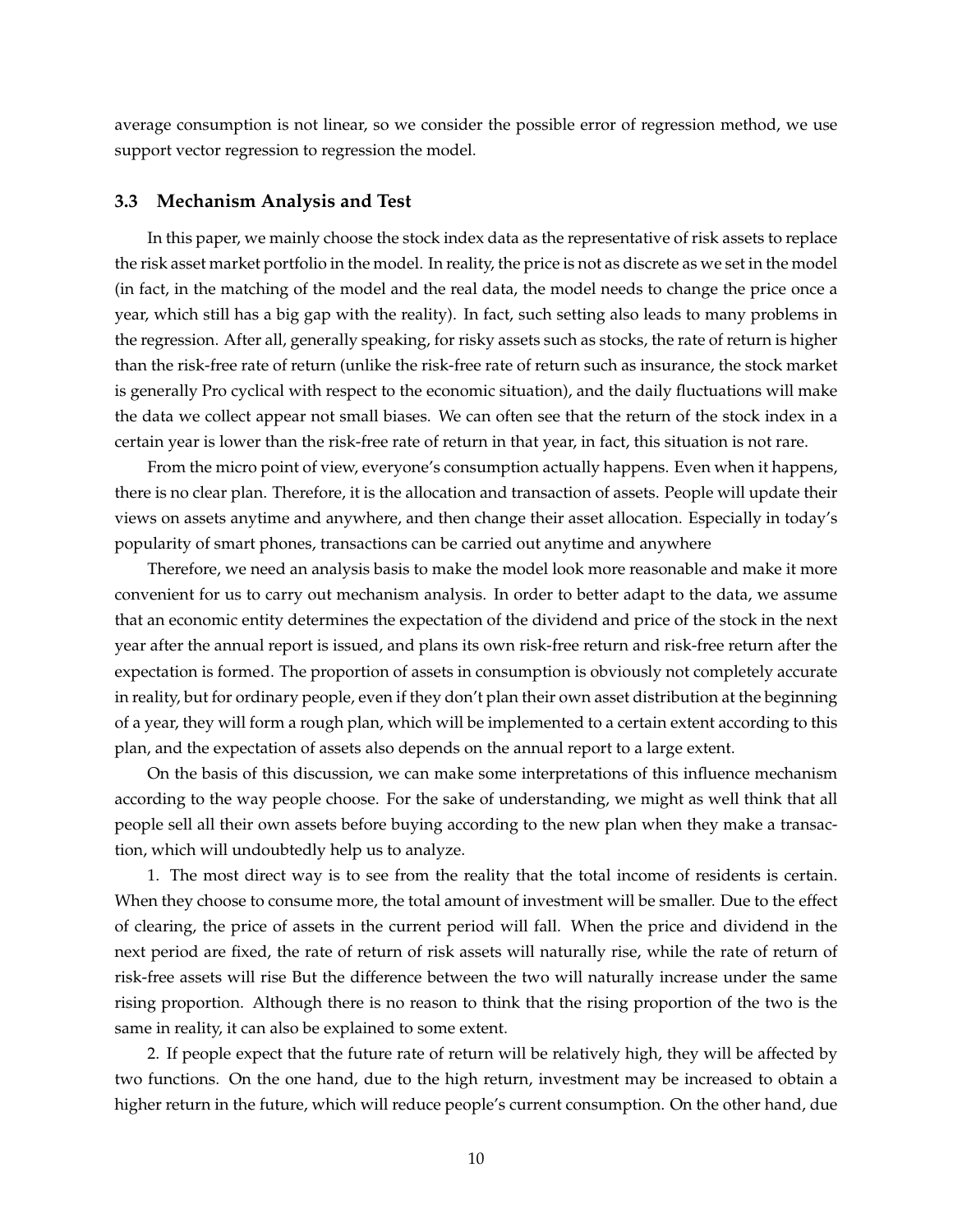average consumption is not linear, so we consider the possible error of regression method, we use support vector regression to regression the model.

### 3.3 Mechanism Analysis and Test

In this paper, we mainly choose the stock index data as the representative of risk assets to replace the risk asset market portfolio in the model. In reality, the price is not as discrete as we set in the model (in fact, in the matching of the model and the real data, the model needs to change the price once a year, which still has a big gap with the reality). In fact, such setting also leads to many problems in the regression. After all, generally speaking, for risky assets such as stocks, the rate of return is higher than the risk-free rate of return (unlike the risk-free rate of return such as insurance, the stock market is generally Pro cyclical with respect to the economic situation), and the daily fluctuations will make the data we collect appear not small biases. We can often see that the return of the stock index in a certain year is lower than the risk-free rate of return in that year, in fact, this situation is not rare.

From the micro point of view, everyone's consumption actually happens. Even when it happens, there is no clear plan. Therefore, it is the allocation and transaction of assets. People will update their views on assets anytime and anywhere, and then change their asset allocation. Especially in today's popularity of smart phones, transactions can be carried out anytime and anywhere

Therefore, we need an analysis basis to make the model look more reasonable and make it more convenient for us to carry out mechanism analysis. In order to better adapt to the data, we assume that an economic entity determines the expectation of the dividend and price of the stock in the next year after the annual report is issued, and plans its own risk-free return and risk-free return after the expectation is formed. The proportion of assets in consumption is obviously not completely accurate in reality, but for ordinary people, even if they don't plan their own asset distribution at the beginning of a year, they will form a rough plan, which will be implemented to a certain extent according to this plan, and the expectation of assets also depends on the annual report to a large extent.

On the basis of this discussion, we can make some interpretations of this influence mechanism according to the way people choose. For the sake of understanding, we might as well think that all people sell all their own assets before buying according to the new plan when they make a transaction, which will undoubtedly help us to analyze.

1. The most direct way is to see from the reality that the total income of residents is certain. When they choose to consume more, the total amount of investment will be smaller. Due to the effect of clearing, the price of assets in the current period will fall. When the price and dividend in the next period are fixed, the rate of return of risk assets will naturally rise, while the rate of return of risk-free assets will rise But the difference between the two will naturally increase under the same rising proportion. Although there is no reason to think that the rising proportion of the two is the same in reality, it can also be explained to some extent.

2. If people expect that the future rate of return will be relatively high, they will be affected by two functions. On the one hand, due to the high return, investment may be increased to obtain a higher return in the future, which will reduce people's current consumption. On the other hand, due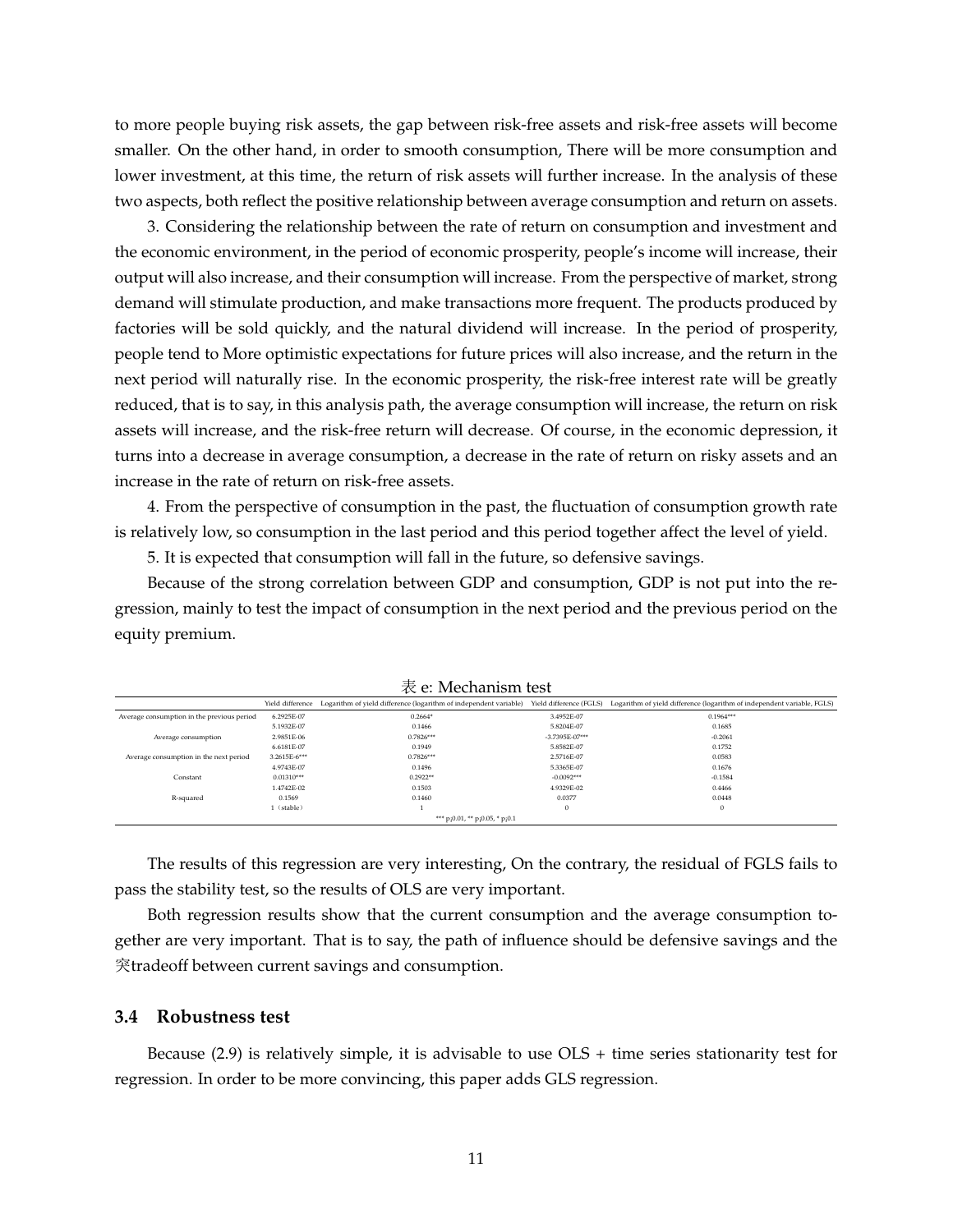to more people buying risk assets, the gap between risk-free assets and risk-free assets will become smaller. On the other hand, in order to smooth consumption, There will be more consumption and lower investment, at this time, the return of risk assets will further increase. In the analysis of these two aspects, both reflect the positive relationship between average consumption and return on assets.

3. Considering the relationship between the rate of return on consumption and investment and the economic environment, in the period of economic prosperity, people's income will increase, their output will also increase, and their consumption will increase. From the perspective of market, strong demand will stimulate production, and make transactions more frequent. The products produced by factories will be sold quickly, and the natural dividend will increase. In the period of prosperity, people tend to More optimistic expectations for future prices will also increase, and the return in the next period will naturally rise. In the economic prosperity, the risk-free interest rate will be greatly reduced, that is to say, in this analysis path, the average consumption will increase, the return on risk assets will increase, and the risk-free return will decrease. Of course, in the economic depression, it turns into a decrease in average consumption, a decrease in the rate of return on risky assets and an increase in the rate of return on risk-free assets.

4. From the perspective of consumption in the past, the fluctuation of consumption growth rate is relatively low, so consumption in the last period and this period together affect the level of yield.

5. It is expected that consumption will fall in the future, so defensive savings.

Because of the strong correlation between GDP and consumption, GDP is not put into the regression, mainly to test the impact of consumption in the next period and the previous period on the equity premium.

表 e: Mechanism test

| | Yield difference | Logarithm of yield difference (logarithm of independent variable) | Yield difference (FGLS) | Logarithm of yield difference (logarithm of independent variable, FGLS) |
|---|---|---|---|---|
| Average consumption in the previous period | 6.2925E-07 | 0.2664* | 3.4952E-07 | 0.1964*** |
| | 5.1932E-07 | 0.1466 | 5.8204E-07 | 0.1685 |
| Average consumption | 2.9851E-06 | 0.7826*** | -3.7395E-07*** | -0.2061 |
| | 6.6181E-07 | 0.1949 | 5.8582E-07 | 0.1752 |
| Average consumption in the next period | 3.2615E-6*** | 0.7826*** | 2.5716E-07 | 0.0583 |
| | 4.9743E-07 | 0.1496 | 5.3365E-07 | 0.1676 |
| Constant | 0.01310*** | 0.2922** | -0.0092*** | -0.1584 |
| | 1.4742E-02 | 0.1503 | 4.9329E-02 | 0.4466 |
| R-squared | 0.1569 | 0.1460 | 0.0377 | 0.0448 |
| | 1（stable） | 1 | 0 | 0 |
| | *** p¡0.01, ** p¡0.05, * p¡0.1 | | | |

The results of this regression are very interesting, On the contrary, the residual of FGLS fails to pass the stability test, so the results of OLS are very important.

Both regression results show that the current consumption and the average consumption together are very important. That is to say, the path of influence should be defensive savings and the 突tradeoff between current savings and consumption.

### 3.4 Robustness test

Because (2.9) is relatively simple, it is advisable to use OLS + time series stationarity test for regression. In order to be more convincing, this paper adds GLS regression.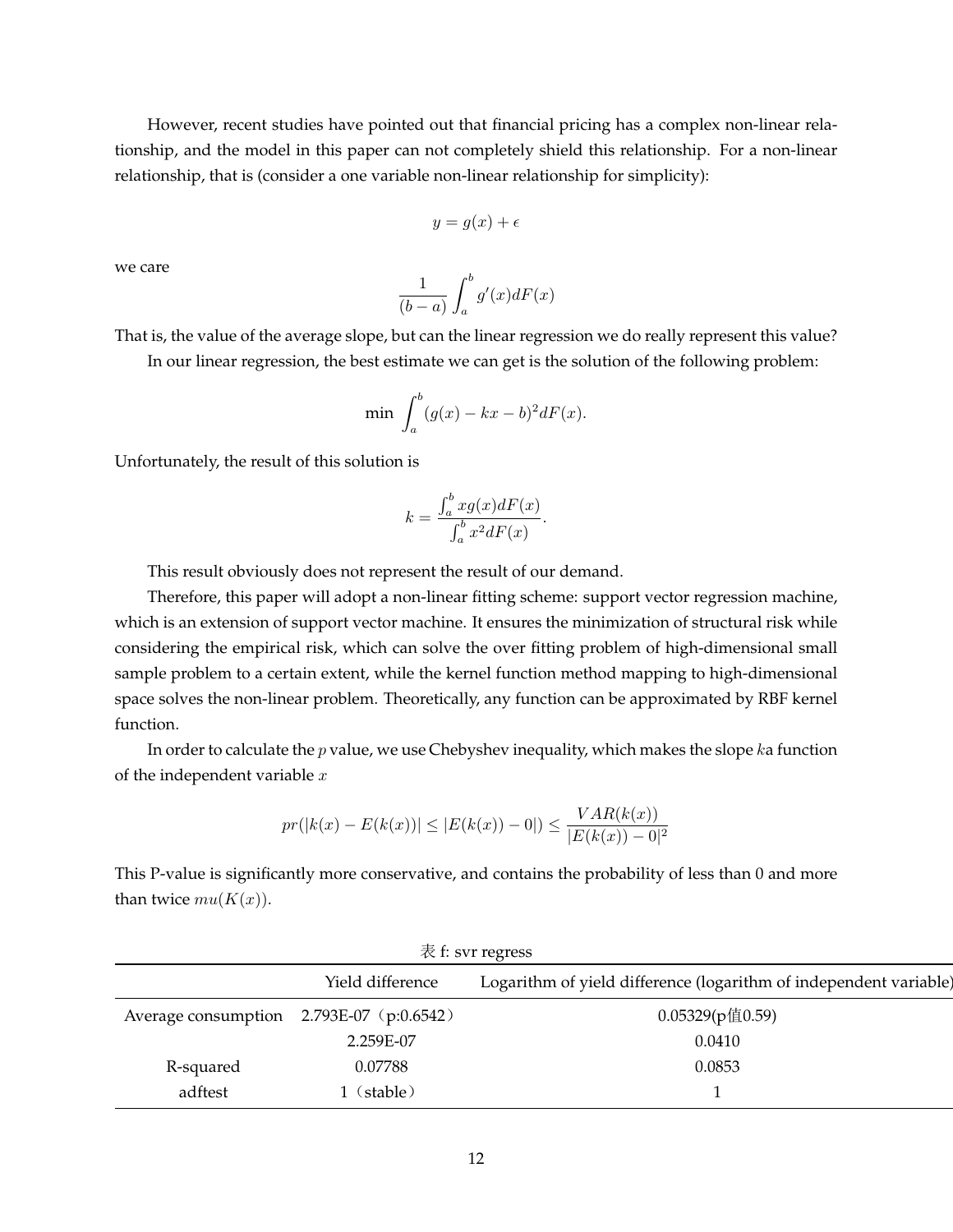However, recent studies have pointed out that financial pricing has a complex non-linear relationship, and the model in this paper can not completely shield this relationship. For a non-linear relationship, that is (consider a one variable non-linear relationship for simplicity):

$$y = g(x) + \epsilon$$

we care

$$\frac{1}{(b-a)} \int_a^b g'(x) dF(x)$$

That is, the value of the average slope, but can the linear regression we do really represent this value?

In our linear regression, the best estimate we can get is the solution of the following problem:

$$\min \int_a^b (g(x) - kx - b)^2 dF(x).$$

Unfortunately, the result of this solution is

$$k = \frac{\int_a^b x g(x) dF(x)}{\int_a^b x^2 dF(x)}.$$

This result obviously does not represent the result of our demand.

Therefore, this paper will adopt a non-linear fitting scheme: support vector regression machine, which is an extension of support vector machine. It ensures the minimization of structural risk while considering the empirical risk, which can solve the over fitting problem of high-dimensional small sample problem to a certain extent, while the kernel function method mapping to high-dimensional space solves the non-linear problem. Theoretically, any function can be approximated by RBF kernel function.

In order to calculate the $p$ value, we use Chebyshev inequality, which makes the slope $k$a function of the independent variable $x$

$$pr(|k(x) - E(k(x))| \leq |E(k(x)) - 0|) \leq \frac{VAR(k(x))}{|E(k(x)) - 0|^2}$$

This P-value is significantly more conservative, and contains the probability of less than 0 and more than twice $mu(K(x))$.

表 f: svr regress

| | Yield difference | Logarithm of yield difference (logarithm of independent variable) |
|---|---|---|
| Average consumption | 2.793E-07（p:0.6542） | 0.05329(p值0.59) |
| | 2.259E-07 | 0.0410 |
| R-squared | 0.07788 | 0.0853 |
| adftest | 1（stable） | 1 |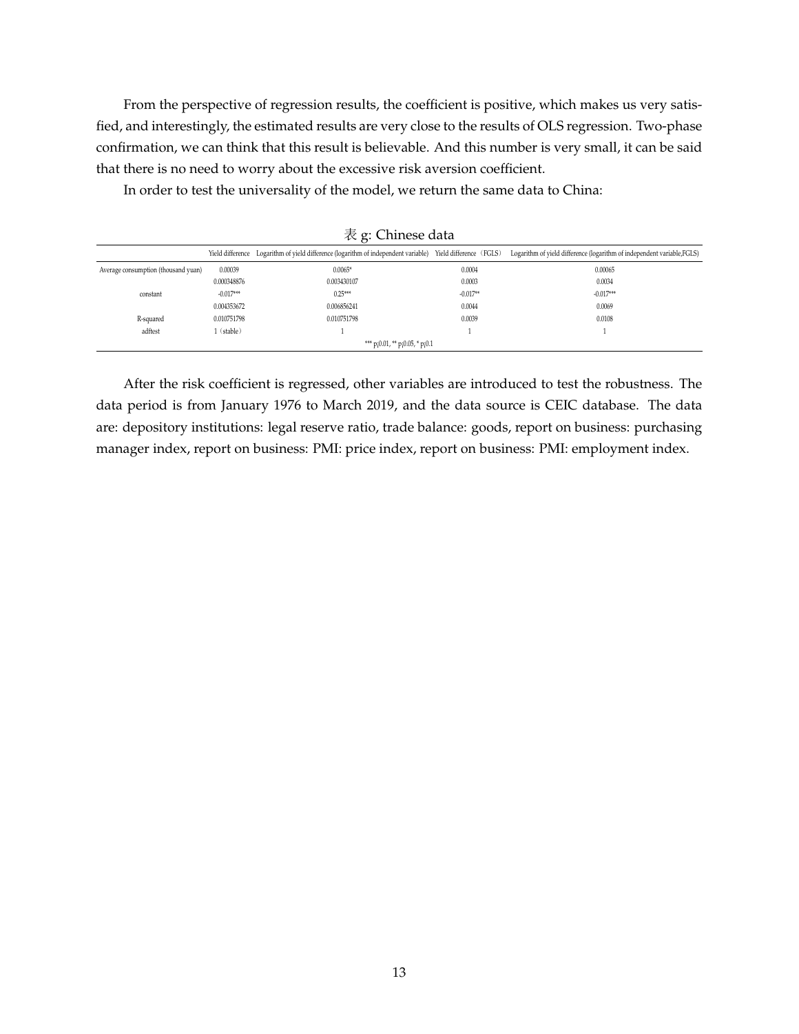From the perspective of regression results, the coefficient is positive, which makes us very satisfied, and interestingly, the estimated results are very close to the results of OLS regression. Two-phase confirmation, we can think that this result is believable. And this number is very small, it can be said that there is no need to worry about the excessive risk aversion coefficient.

In order to test the universality of the model, we return the same data to China:

表 g: Chinese data

| | Yield difference | Logarithm of yield difference (logarithm of independent variable) | Yield difference（FGLS） | Logarithm of yield difference (logarithm of independent variable,FGLS) |
|---|---|---|---|---|
| Average consumption (thousand yuan) | 0.00039 | 0.0065* | 0.0004 | 0.00065 |
| | 0.000348876 | 0.003430107 | 0.0003 | 0.0034 |
| constant | -0.017*** | 0.25*** | -0.017** | -0.017*** |
| | 0.004353672 | 0.006856241 | 0.0044 | 0.0069 |
| R-squared | 0.010751798 | 0.010751798 | 0.0039 | 0.0108 |
| adftest | 1（stable） | 1 | 1 | 1 |
| *** p¡0.01, ** p¡0.05, * p¡0.1 | | | | |

After the risk coefficient is regressed, other variables are introduced to test the robustness. The data period is from January 1976 to March 2019, and the data source is CEIC database. The data are: depository institutions: legal reserve ratio, trade balance: goods, report on business: purchasing manager index, report on business: PMI: price index, report on business: PMI: employment index.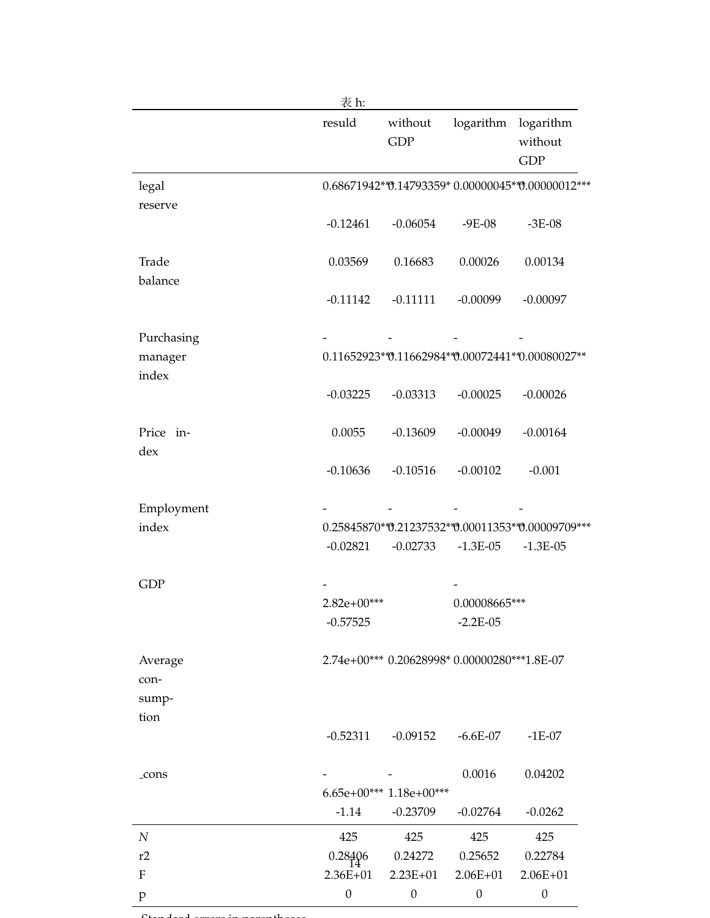表 h:

| | resuld | without GDP | logarithm | logarithm without GDP |
|---|---|---|---|---|
| legal reserve | 0.68671942*** | 0.14793359* | 0.00000045*** | 0.00000012*** |
| | -0.12461 | -0.06054 | -9E-08 | -3E-08 |
| Trade balance | 0.03569 | 0.16683 | 0.00026 | 0.00134 |
| | -0.11142 | -0.11111 | -0.00099 | -0.00097 |
| Purchasing manager index | -0.11652923*** | -0.11662984*** | -0.00072441** | -0.00080027** |
| | -0.03225 | -0.03313 | -0.00025 | -0.00026 |
| Price index | 0.0055 | -0.13609 | -0.00049 | -0.00164 |
| | -0.10636 | -0.10516 | -0.00102 | -0.001 |
| Employment index | -0.25845870*** | -0.21237532*** | -0.00011353*** | -0.00009709*** |
| | -0.02821 | -0.02733 | -1.3E-05 | -1.3E-05 |
| GDP | -2.82e+00*** | | -0.00008665*** | |
| | -0.57525 | | -2.2E-05 | |
| Average consumption | 2.74e+00*** | 0.20628998* | 0.00000280*** | 1.8E-07 |
| | -0.52311 | -0.09152 | -6.6E-07 | -1E-07 |
| _cons | -6.65e+00*** | -1.18e+00*** | 0.0016 | 0.04202 |
| | -1.14 | -0.23709 | -0.02764 | -0.0262 |
| *N* | 425 | 425 | 425 | 425 |
| r2 | 0.28406 | 0.24272 | 0.25652 | 0.22784 |
| F | 2.36E+01 | 2.23E+01 | 2.06E+01 | 2.06E+01 |
| p | 0 | 0 | 0 | 0 |

Standard errors in parentheses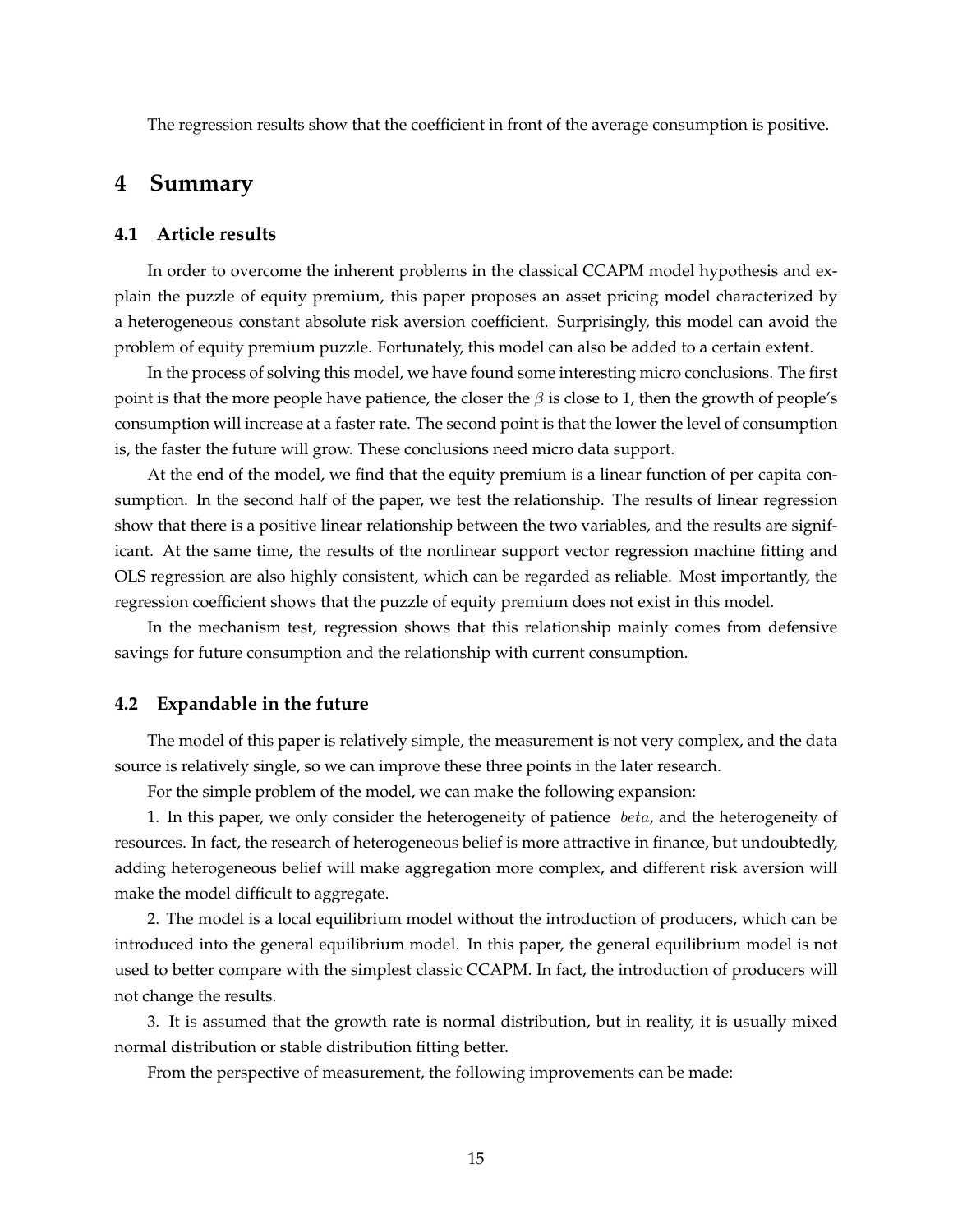The regression results show that the coefficient in front of the average consumption is positive.

# 4 Summary

## 4.1 Article results

In order to overcome the inherent problems in the classical CCAPM model hypothesis and explain the puzzle of equity premium, this paper proposes an asset pricing model characterized by a heterogeneous constant absolute risk aversion coefficient. Surprisingly, this model can avoid the problem of equity premium puzzle. Fortunately, this model can also be added to a certain extent.

In the process of solving this model, we have found some interesting micro conclusions. The first point is that the more people have patience, the closer the $\beta$ is close to 1, then the growth of people's consumption will increase at a faster rate. The second point is that the lower the level of consumption is, the faster the future will grow. These conclusions need micro data support.

At the end of the model, we find that the equity premium is a linear function of per capita consumption. In the second half of the paper, we test the relationship. The results of linear regression show that there is a positive linear relationship between the two variables, and the results are significant. At the same time, the results of the nonlinear support vector regression machine fitting and OLS regression are also highly consistent, which can be regarded as reliable. Most importantly, the regression coefficient shows that the puzzle of equity premium does not exist in this model.

In the mechanism test, regression shows that this relationship mainly comes from defensive savings for future consumption and the relationship with current consumption.

## 4.2 Expandable in the future

The model of this paper is relatively simple, the measurement is not very complex, and the data source is relatively single, so we can improve these three points in the later research.

For the simple problem of the model, we can make the following expansion:

1. In this paper, we only consider the heterogeneity of patience $beta$, and the heterogeneity of resources. In fact, the research of heterogeneous belief is more attractive in finance, but undoubtedly, adding heterogeneous belief will make aggregation more complex, and different risk aversion will make the model difficult to aggregate.

2. The model is a local equilibrium model without the introduction of producers, which can be introduced into the general equilibrium model. In this paper, the general equilibrium model is not used to better compare with the simplest classic CCAPM. In fact, the introduction of producers will not change the results.

3. It is assumed that the growth rate is normal distribution, but in reality, it is usually mixed normal distribution or stable distribution fitting better.

From the perspective of measurement, the following improvements can be made: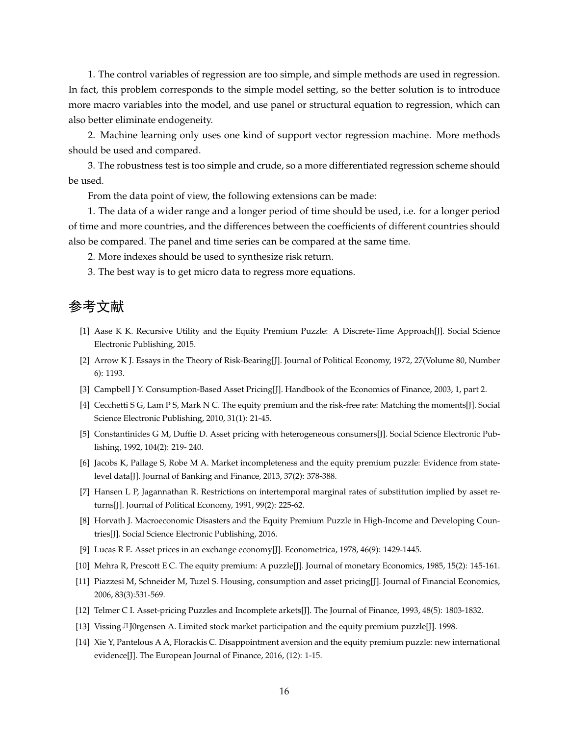1. The control variables of regression are too simple, and simple methods are used in regression. In fact, this problem corresponds to the simple model setting, so the better solution is to introduce more macro variables into the model, and use panel or structural equation to regression, which can also better eliminate endogeneity.

2. Machine learning only uses one kind of support vector regression machine. More methods should be used and compared.

3. The robustness test is too simple and crude, so a more differentiated regression scheme should be used.

From the data point of view, the following extensions can be made:

1. The data of a wider range and a longer period of time should be used, i.e. for a longer period of time and more countries, and the differences between the coefficients of different countries should also be compared. The panel and time series can be compared at the same time.

2. More indexes should be used to synthesize risk return.

3. The best way is to get micro data to regress more equations.

## 参考文献

[1] Aase K K. Recursive Utility and the Equity Premium Puzzle: A Discrete-Time Approach[J]. Social Science Electronic Publishing, 2015.

[2] Arrow K J. Essays in the Theory of Risk-Bearing[J]. Journal of Political Economy, 1972, 27(Volume 80, Number 6): 1193.

[3] Campbell J Y. Consumption-Based Asset Pricing[J]. Handbook of the Economics of Finance, 2003, 1, part 2.

[4] Cecchetti S G, Lam P S, Mark N C. The equity premium and the risk-free rate: Matching the moments[J]. Social Science Electronic Publishing, 2010, 31(1): 21-45.

[5] Constantinides G M, Duffie D. Asset pricing with heterogeneous consumers[J]. Social Science Electronic Publishing, 1992, 104(2): 219- 240.

[6] Jacobs K, Pallage S, Robe M A. Market incompleteness and the equity premium puzzle: Evidence from state-level data[J]. Journal of Banking and Finance, 2013, 37(2): 378-388.

[7] Hansen L P, Jagannathan R. Restrictions on intertemporal marginal rates of substitution implied by asset returns[J]. Journal of Political Economy, 1991, 99(2): 225-62.

[8] Horvath J. Macroeconomic Disasters and the Equity Premium Puzzle in High-Income and Developing Countries[J]. Social Science Electronic Publishing, 2016.

[9] Lucas R E. Asset prices in an exchange economy[J]. Econometrica, 1978, 46(9): 1429-1445.

[10] Mehra R, Prescott E C. The equity premium: A puzzle[J]. Journal of monetary Economics, 1985, 15(2): 145-161.

[11] Piazzesi M, Schneider M, Tuzel S. Housing, consumption and asset pricing[J]. Journal of Financial Economics, 2006, 83(3):531-569.

[12] Telmer C I. Asset-pricing Puzzles and Incomplete arkets[J]. The Journal of Finance, 1993, 48(5): 1803-1832.

[13] Vissing⼃J0rgensen A. Limited stock market participation and the equity premium puzzle[J]. 1998.

[14] Xie Y, Pantelous A A, Florackis C. Disappointment aversion and the equity premium puzzle: new international evidence[J]. The European Journal of Finance, 2016, (12): 1-15.